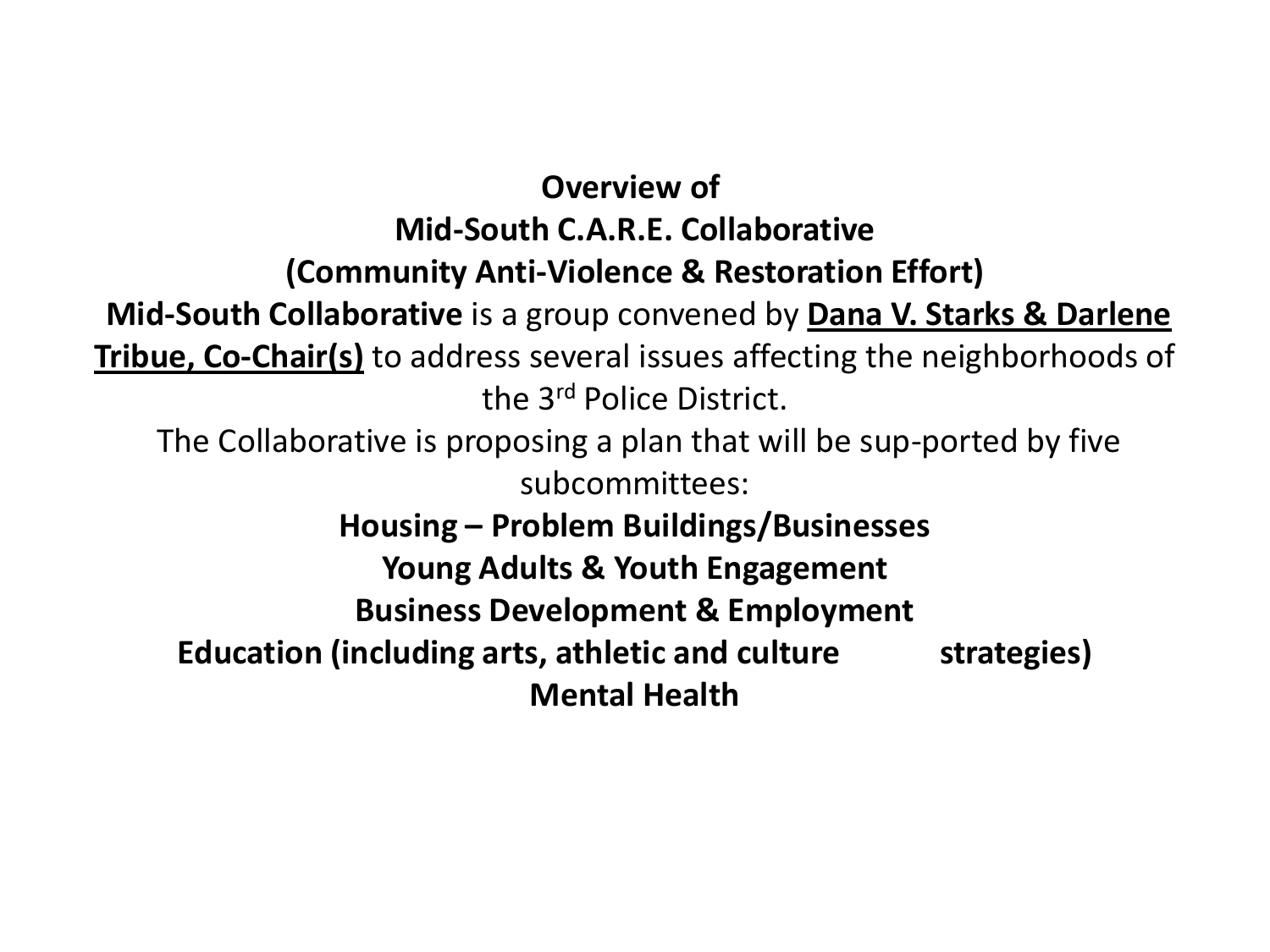# Overview of Mid-South C.A.R.E. Collaborative (Community Anti-Violence & Restoration Effort)

**Mid-South Collaborative** is a group convened by **Dana V. Starks & Darlene Tribue, Co-Chair(s)** to address several issues affecting the neighborhoods of the 3rd Police District.

The Collaborative is proposing a plan that will be sup-ported by five subcommittees:

**Housing – Problem Buildings/Businesses**

**Young Adults & Youth Engagement**

**Business Development & Employment**

**Education (including arts, athletic and culture strategies)**

**Mental Health**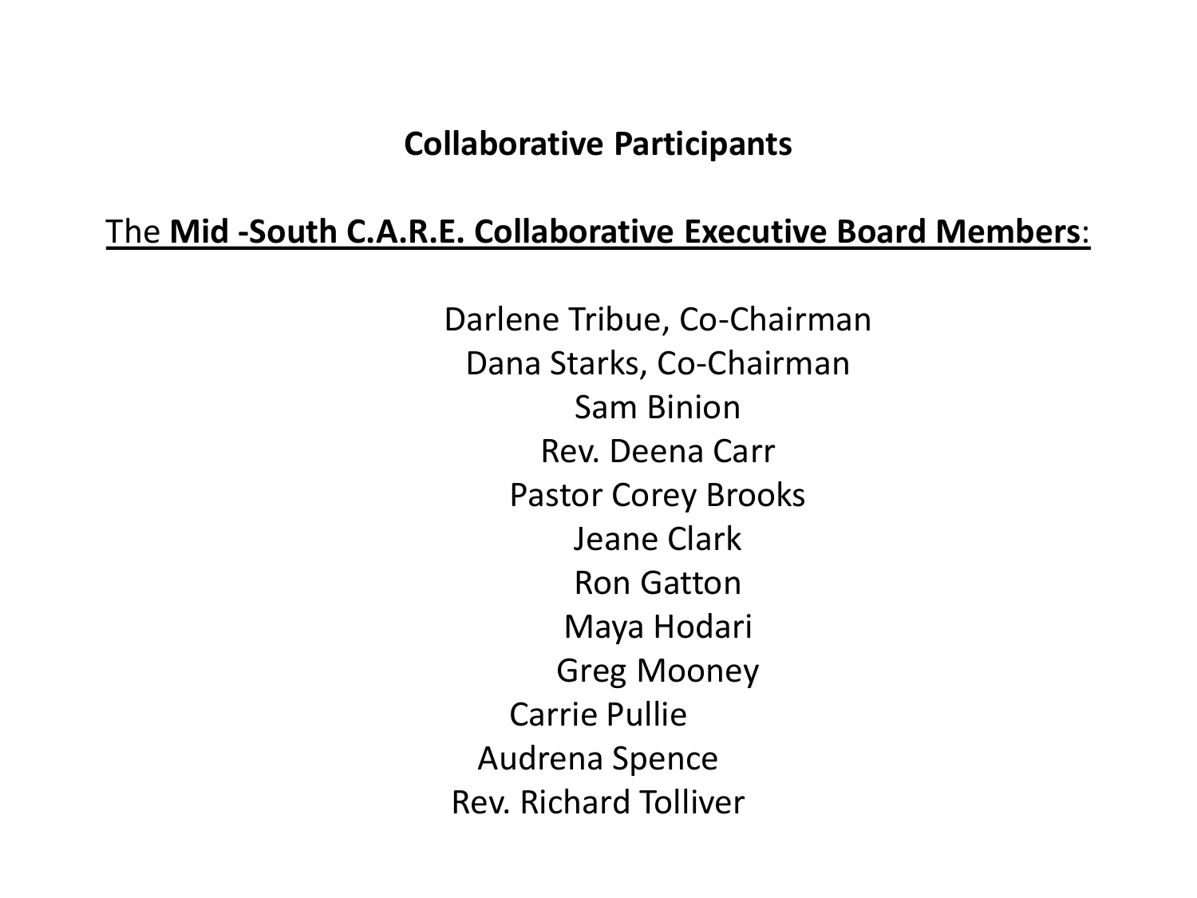## Collaborative Participants

<u>The **Mid -South C.A.R.E. Collaborative Executive Board Members**:</u>

Darlene Tribue, Co-Chairman
Dana Starks, Co-Chairman
Sam Binion
Rev. Deena Carr
Pastor Corey Brooks
Jeane Clark
Ron Gatton
Maya Hodari
Greg Mooney
Carrie Pullie
Audrena Spence
Rev. Richard Tolliver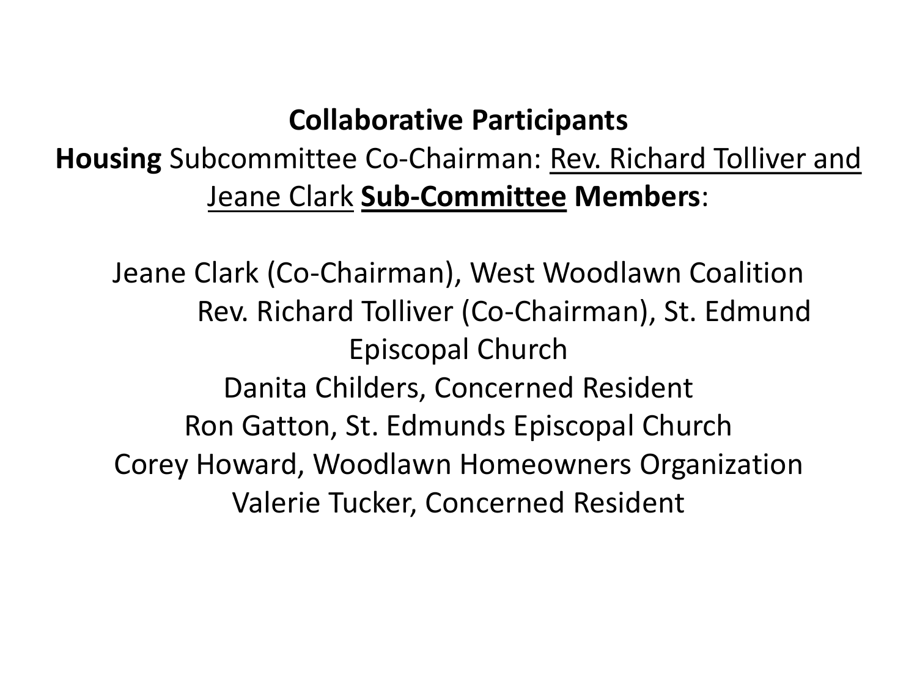**Collaborative Participants**

**Housing** Subcommittee Co-Chairman: <u>Rev. Richard Tolliver and Jeane Clark</u> **<u>Sub-Committee</u> Members**:

Jeane Clark (Co-Chairman), West Woodlawn Coalition

Rev. Richard Tolliver (Co-Chairman), St. Edmund Episcopal Church

Danita Childers, Concerned Resident

Ron Gatton, St. Edmunds Episcopal Church

Corey Howard, Woodlawn Homeowners Organization

Valerie Tucker, Concerned Resident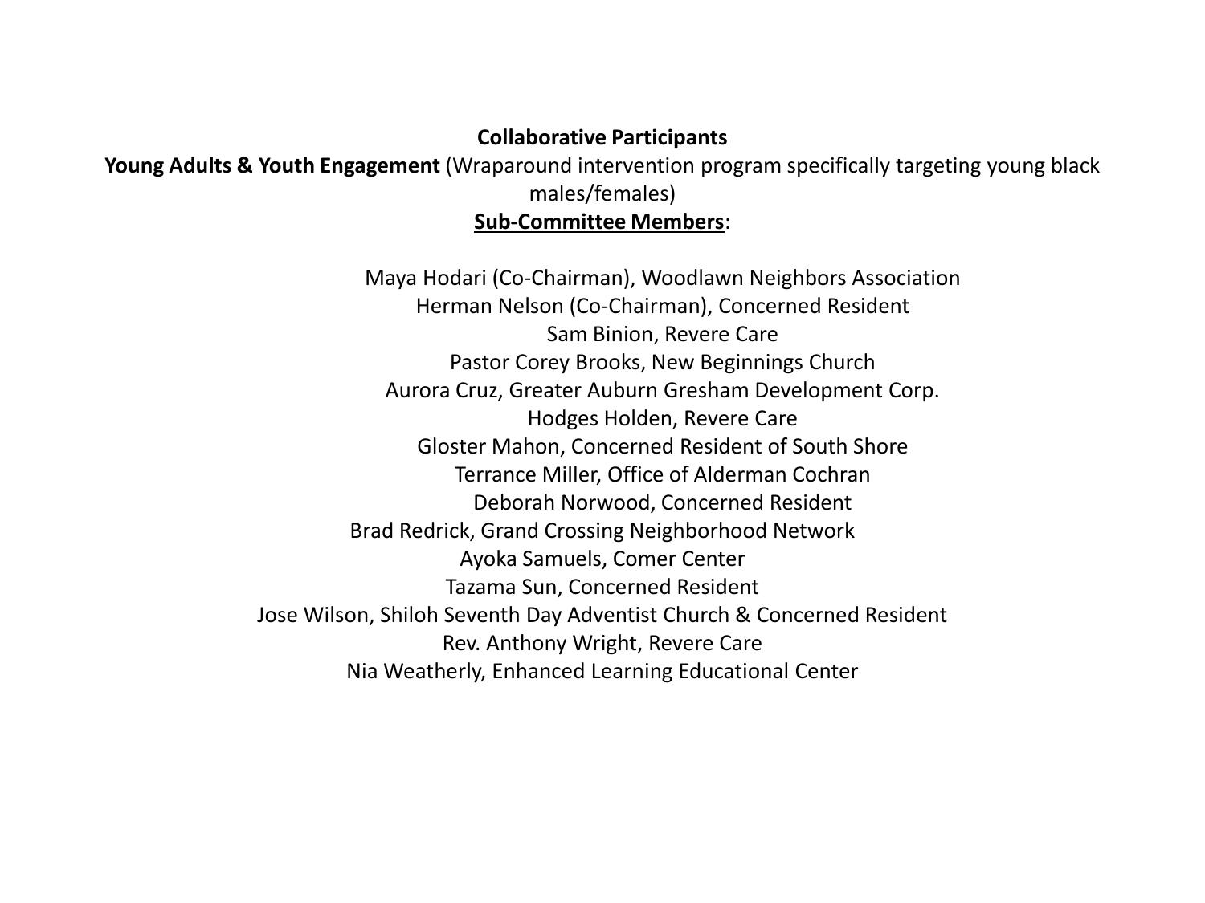**Collaborative Participants**

**Young Adults & Youth Engagement** (Wraparound intervention program specifically targeting young black males/females)

**<u>Sub-Committee Members</u>**:

Maya Hodari (Co-Chairman), Woodlawn Neighbors Association
Herman Nelson (Co-Chairman), Concerned Resident
Sam Binion, Revere Care
Pastor Corey Brooks, New Beginnings Church
Aurora Cruz, Greater Auburn Gresham Development Corp.
Hodges Holden, Revere Care
Gloster Mahon, Concerned Resident of South Shore
Terrance Miller, Office of Alderman Cochran
Deborah Norwood, Concerned Resident
Brad Redrick, Grand Crossing Neighborhood Network
Ayoka Samuels, Comer Center
Tazama Sun, Concerned Resident
Jose Wilson, Shiloh Seventh Day Adventist Church & Concerned Resident
Rev. Anthony Wright, Revere Care
Nia Weatherly, Enhanced Learning Educational Center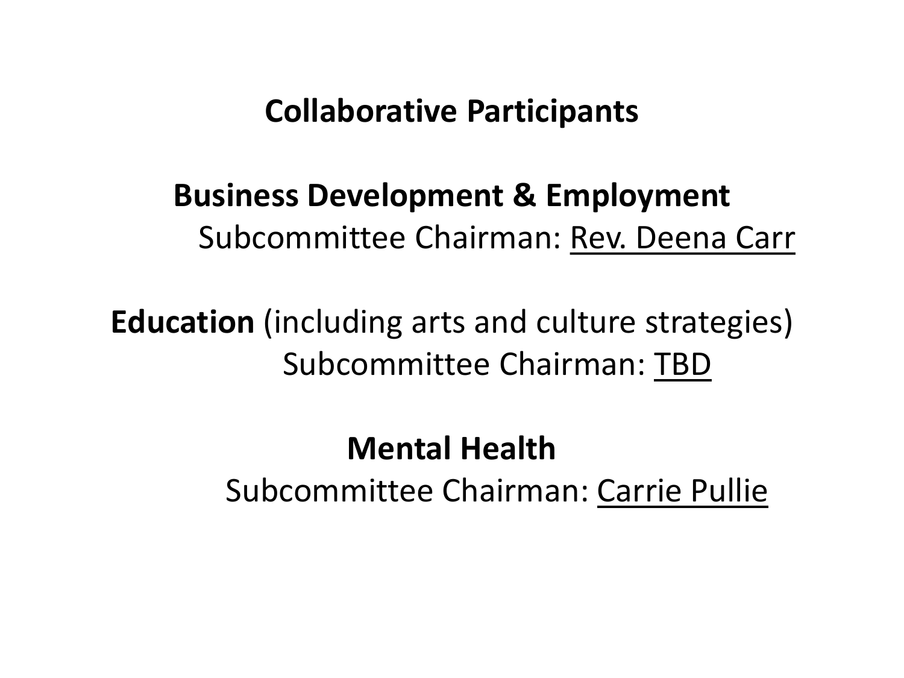# Collaborative Participants

**Business Development & Employment**
Subcommittee Chairman: <u>Rev. Deena Carr</u>

**Education** (including arts and culture strategies)
Subcommittee Chairman: <u>TBD</u>

**Mental Health**
Subcommittee Chairman: <u>Carrie Pullie</u>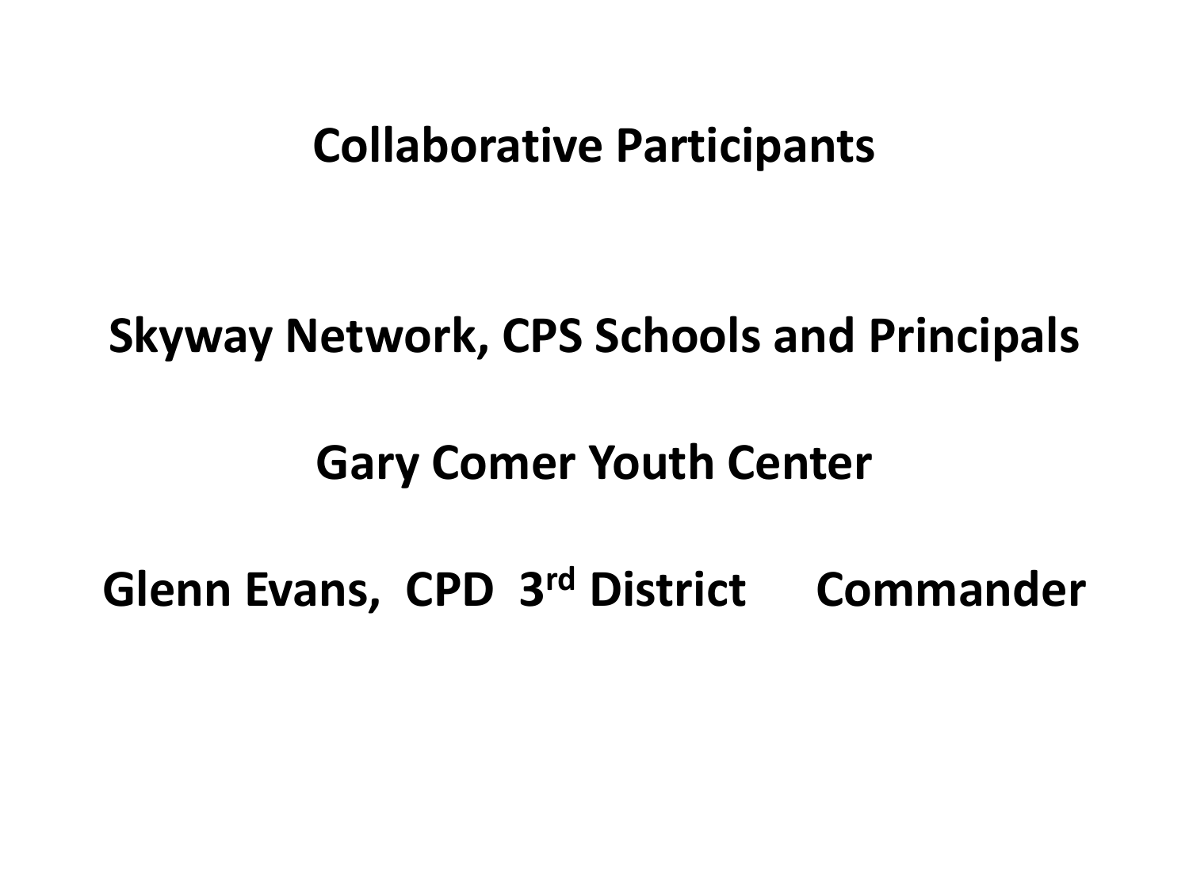# Collaborative Participants

**Skyway Network, CPS Schools and Principals**

**Gary Comer Youth Center**

**Glenn Evans, CPD 3rd District Commander**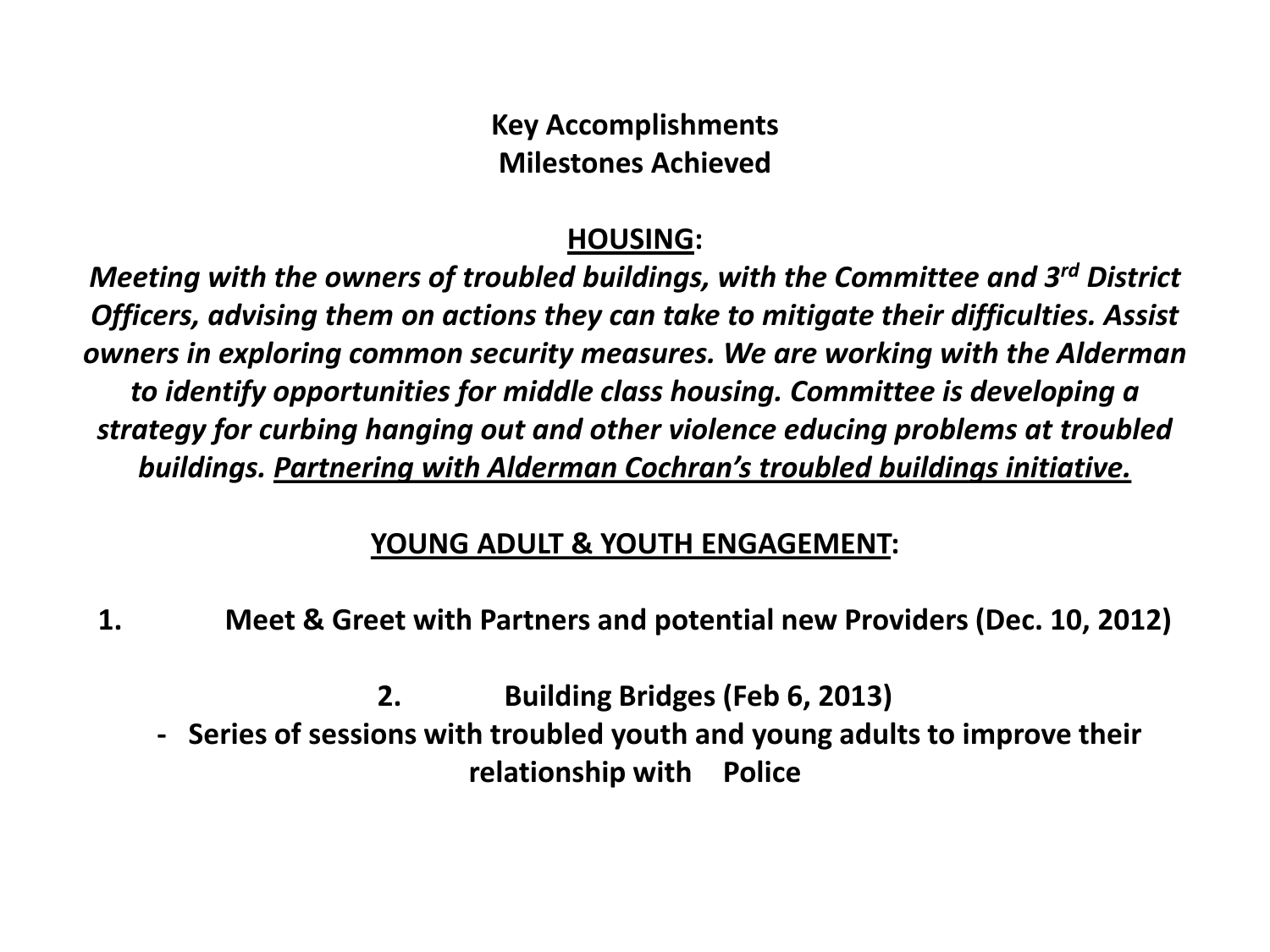**Key Accomplishments**
**Milestones Achieved**

**HOUSING:**

***Meeting with the owners of troubled buildings, with the Committee and 3rd District Officers, advising them on actions they can take to mitigate their difficulties. Assist owners in exploring common security measures. We are working with the Alderman to identify opportunities for middle class housing. Committee is developing a strategy for curbing hanging out and other violence educing problems at troubled buildings. Partnering with Alderman Cochran's troubled buildings initiative.***

**YOUNG ADULT & YOUTH ENGAGEMENT:**

1. **Meet & Greet with Partners and potential new Providers (Dec. 10, 2012)**
2. **Building Bridges (Feb 6, 2013)**
   - **Series of sessions with troubled youth and young adults to improve their relationship with Police**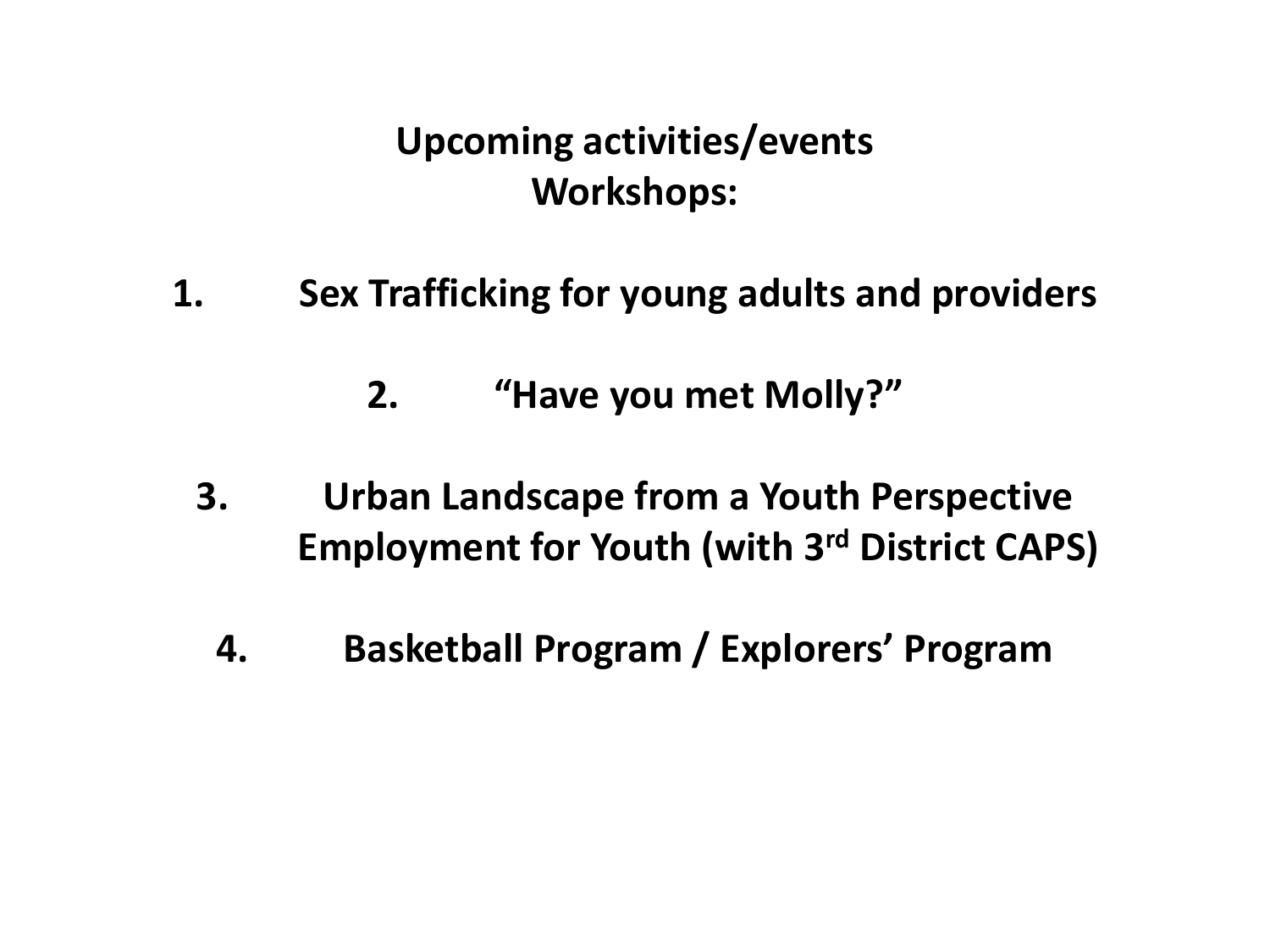**Upcoming activities/events**
**Workshops:**

1. **Sex Trafficking for young adults and providers**

2. **"Have you met Molly?"**

3. **Urban Landscape from a Youth Perspective**
   **Employment for Youth (with 3rd District CAPS)**

4. **Basketball Program / Explorers' Program**